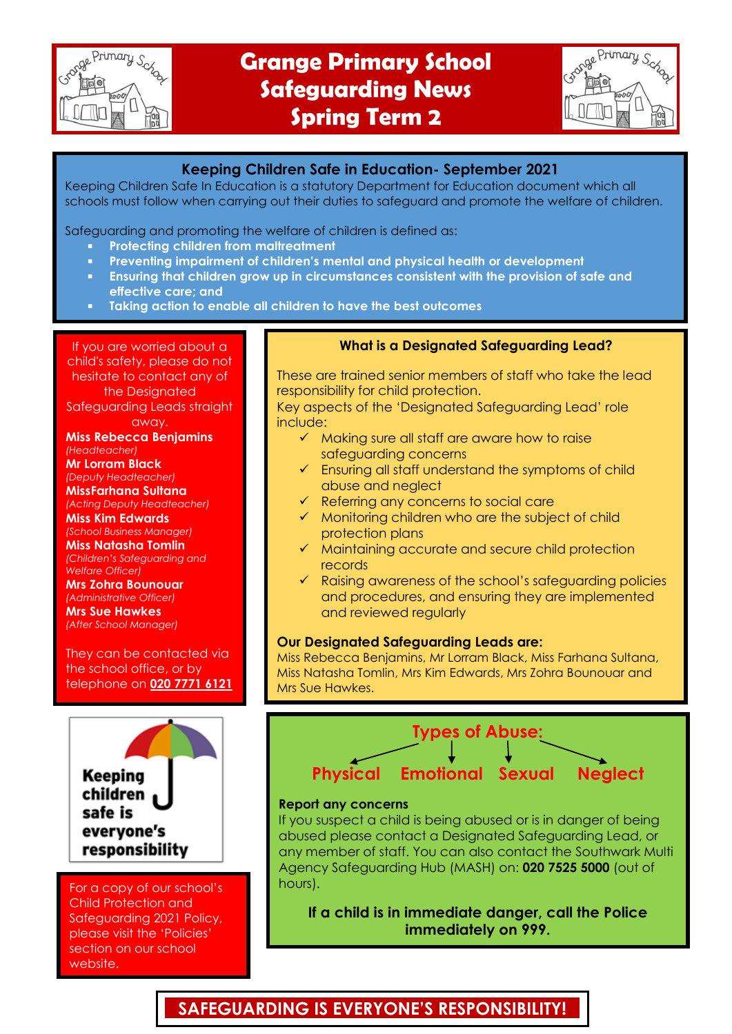# Grange Primary School Safeguarding News Spring Term 2

## Keeping Children Safe in Education- September 2021

Keeping Children Safe In Education is a statutory Department for Education document which all schools must follow when carrying out their duties to safeguard and promote the welfare of children.

Safeguarding and promoting the welfare of children is defined as:

- **Protecting children from maltreatment**
- **Preventing impairment of children's mental and physical health or development**
- **Ensuring that children grow up in circumstances consistent with the provision of safe and effective care; and**
- **Taking action to enable all children to have the best outcomes**

If you are worried about a child's safety, please do not hesitate to contact any of the Designated Safeguarding Leads straight away.

**Miss Rebecca Benjamins**
*(Headteacher)*
**Mr Lorram Black**
*(Deputy Headteacher)*
**MissFarhana Sultana**
*(Acting Deputy Headteacher)*
**Miss Kim Edwards**
*(School Business Manager)*
**Miss Natasha Tomlin**
*(Children's Safeguarding and Welfare Officer)*
**Mrs Zohra Bounouar**
*(Administrative Officer)*
**Mrs Sue Hawkes**
*(After School Manager)*

They can be contacted via the school office, or by telephone on **020 7771 6121**

## What is a Designated Safeguarding Lead?

These are trained senior members of staff who take the lead responsibility for child protection.
Key aspects of the 'Designated Safeguarding Lead' role include:

- ✓ Making sure all staff are aware how to raise safeguarding concerns
- ✓ Ensuring all staff understand the symptoms of child abuse and neglect
- ✓ Referring any concerns to social care
- ✓ Monitoring children who are the subject of child protection plans
- ✓ Maintaining accurate and secure child protection records
- ✓ Raising awareness of the school's safeguarding policies and procedures, and ensuring they are implemented and reviewed regularly

**Our Designated Safeguarding Leads are:**
Miss Rebecca Benjamins, Mr Lorram Black, Miss Farhana Sultana, Miss Natasha Tomlin, Mrs Kim Edwards, Mrs Zohra Bounouar and Mrs Sue Hawkes.

**Keeping children safe is everyone's responsibility**

For a copy of our school's Child Protection and Safeguarding 2021 Policy, please visit the 'Policies' section on our school website.

## Types of Abuse:

**Physical** | **Emotional** | **Sexual** | **Neglect**

**Report any concerns**
If you suspect a child is being abused or is in danger of being abused please contact a Designated Safeguarding Lead, or any member of staff. You can also contact the Southwark Multi Agency Safeguarding Hub (MASH) on: **020 7525 5000** (out of hours).

**If a child is in immediate danger, call the Police immediately on 999.**

**SAFEGUARDING IS EVERYONE'S RESPONSIBILITY!**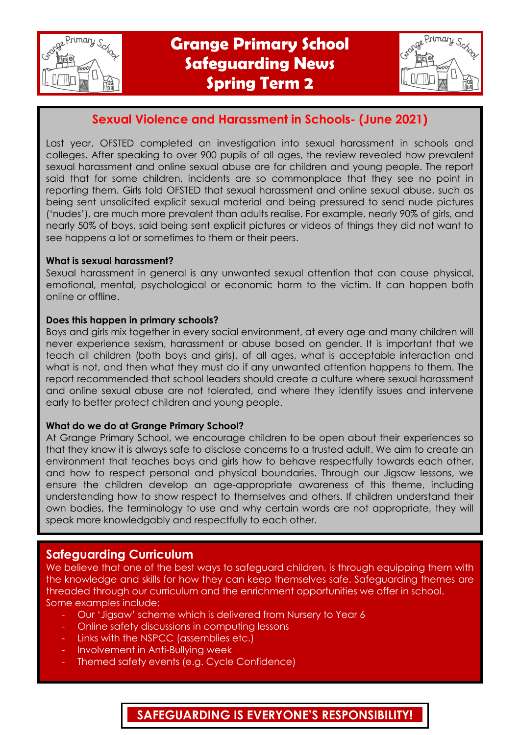# Grange Primary School Safeguarding News Spring Term 2

## Sexual Violence and Harassment in Schools- (June 2021)

Last year, OFSTED completed an investigation into sexual harassment in schools and colleges. After speaking to over 900 pupils of all ages, the review revealed how prevalent sexual harassment and online sexual abuse are for children and young people. The report said that for some children, incidents are so commonplace that they see no point in reporting them. Girls told OFSTED that sexual harassment and online sexual abuse, such as being sent unsolicited explicit sexual material and being pressured to send nude pictures ('nudes'), are much more prevalent than adults realise. For example, nearly 90% of girls, and nearly 50% of boys, said being sent explicit pictures or videos of things they did not want to see happens a lot or sometimes to them or their peers.

**What is sexual harassment?**
Sexual harassment in general is any unwanted sexual attention that can cause physical, emotional, mental, psychological or economic harm to the victim. It can happen both online or offline.

**Does this happen in primary schools?**
Boys and girls mix together in every social environment, at every age and many children will never experience sexism, harassment or abuse based on gender. It is important that we teach all children (both boys and girls), of all ages, what is acceptable interaction and what is not, and then what they must do if any unwanted attention happens to them. The report recommended that school leaders should create a culture where sexual harassment and online sexual abuse are not tolerated, and where they identify issues and intervene early to better protect children and young people.

**What do we do at Grange Primary School?**
At Grange Primary School, we encourage children to be open about their experiences so that they know it is always safe to disclose concerns to a trusted adult. We aim to create an environment that teaches boys and girls how to behave respectfully towards each other, and how to respect personal and physical boundaries. Through our Jigsaw lessons, we ensure the children develop an age-appropriate awareness of this theme, including understanding how to show respect to themselves and others. If children understand their own bodies, the terminology to use and why certain words are not appropriate, they will speak more knowledgably and respectfully to each other.

## Safeguarding Curriculum

We believe that one of the best ways to safeguard children, is through equipping them with the knowledge and skills for how they can keep themselves safe. Safeguarding themes are threaded through our curriculum and the enrichment opportunities we offer in school.
Some examples include:

- Our 'Jigsaw' scheme which is delivered from Nursery to Year 6
- Online safety discussions in computing lessons
- Links with the NSPCC (assemblies etc.)
- Involvement in Anti-Bullying week
- Themed safety events (e.g. Cycle Confidence)

**SAFEGUARDING IS EVERYONE'S RESPONSIBILITY!**